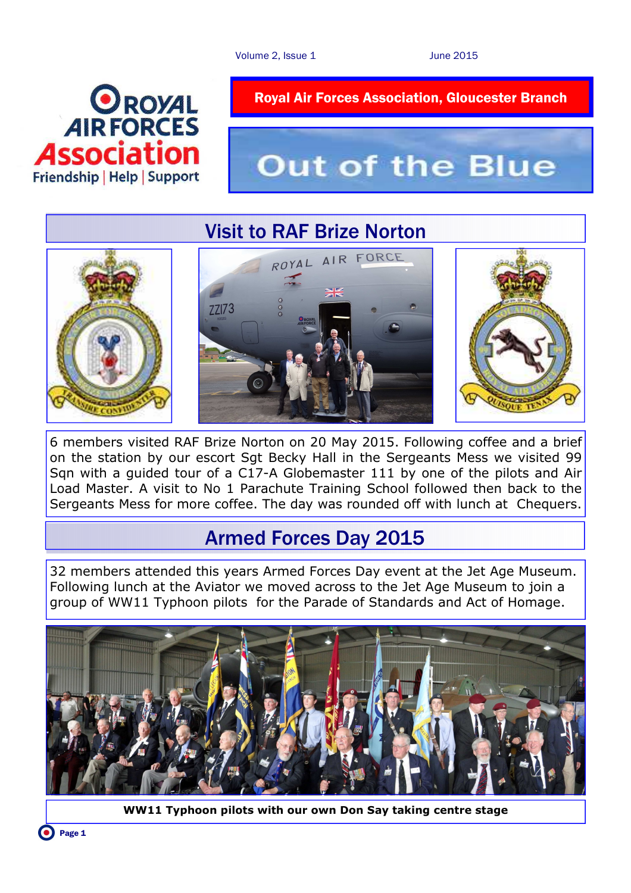Royal Air Forces Association, Gloucester Branch

# Out of the Blue

## Visit to RAF Brize Norton

6 members visited RAF Brize Norton on 20 May 2015. Following coffee and a brief on the station by our escort Sgt Becky Hall in the Sergeants Mess we visited 99 Sqn with a guided tour of a C17-A Globemaster 111 by one of the pilots and Air Load Master. A visit to No 1 Parachute Training School followed then back to the Sergeants Mess for more coffee. The day was rounded off with lunch at Chequers.

## Armed Forces Day 2015

32 members attended this years Armed Forces Day event at the Jet Age Museum. Following lunch at the Aviator we moved across to the Jet Age Museum to join a group of WW11 Typhoon pilots for the Parade of Standards and Act of Homage.

**WW11 Typhoon pilots with our own Don Say taking centre stage**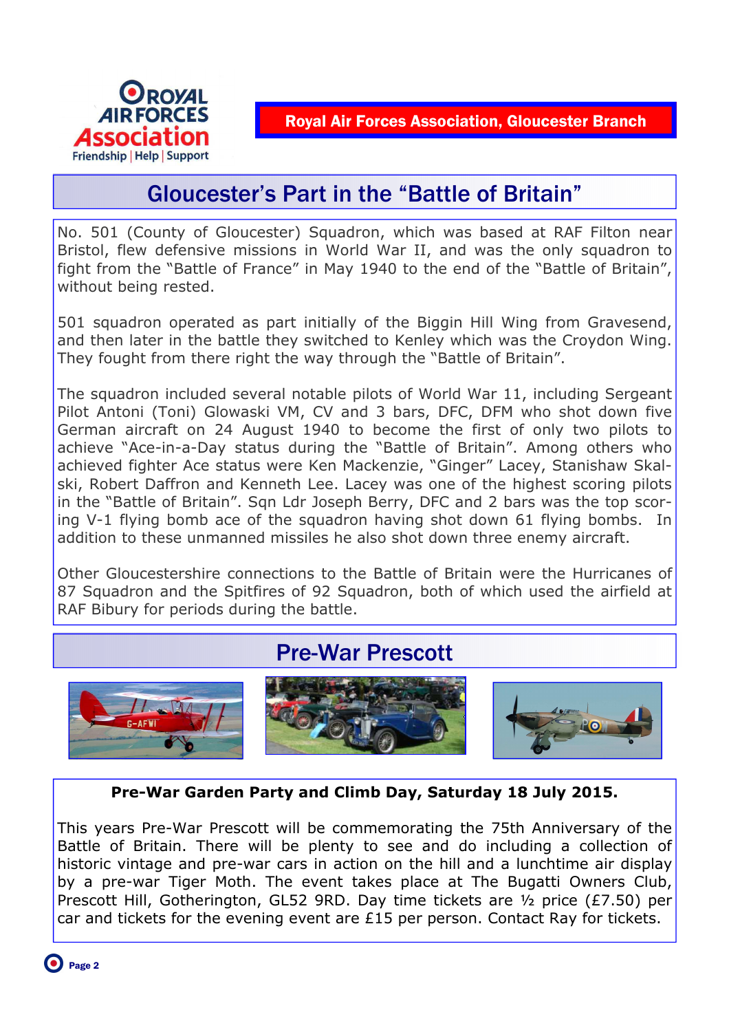Royal Air Forces Association, Gloucester Branch

## Gloucester's Part in the "Battle of Britain"

No. 501 (County of Gloucester) Squadron, which was based at RAF Filton near Bristol, flew defensive missions in World War II, and was the only squadron to fight from the "Battle of France" in May 1940 to the end of the "Battle of Britain", without being rested.

501 squadron operated as part initially of the Biggin Hill Wing from Gravesend, and then later in the battle they switched to Kenley which was the Croydon Wing. They fought from there right the way through the "Battle of Britain".

The squadron included several notable pilots of World War 11, including Sergeant Pilot Antoni (Toni) Glowaski VM, CV and 3 bars, DFC, DFM who shot down five German aircraft on 24 August 1940 to become the first of only two pilots to achieve "Ace-in-a-Day status during the "Battle of Britain". Among others who achieved fighter Ace status were Ken Mackenzie, "Ginger" Lacey, Stanishaw Skalski, Robert Daffron and Kenneth Lee. Lacey was one of the highest scoring pilots in the "Battle of Britain". Sqn Ldr Joseph Berry, DFC and 2 bars was the top scoring V-1 flying bomb ace of the squadron having shot down 61 flying bombs. In addition to these unmanned missiles he also shot down three enemy aircraft.

Other Gloucestershire connections to the Battle of Britain were the Hurricanes of 87 Squadron and the Spitfires of 92 Squadron, both of which used the airfield at RAF Bibury for periods during the battle.

## Pre-War Prescott

**Pre-War Garden Party and Climb Day, Saturday 18 July 2015.**

This years Pre-War Prescott will be commemorating the 75th Anniversary of the Battle of Britain. There will be plenty to see and do including a collection of historic vintage and pre-war cars in action on the hill and a lunchtime air display by a pre-war Tiger Moth. The event takes place at The Bugatti Owners Club, Prescott Hill, Gotherington, GL52 9RD. Day time tickets are ½ price (£7.50) per car and tickets for the evening event are £15 per person. Contact Ray for tickets.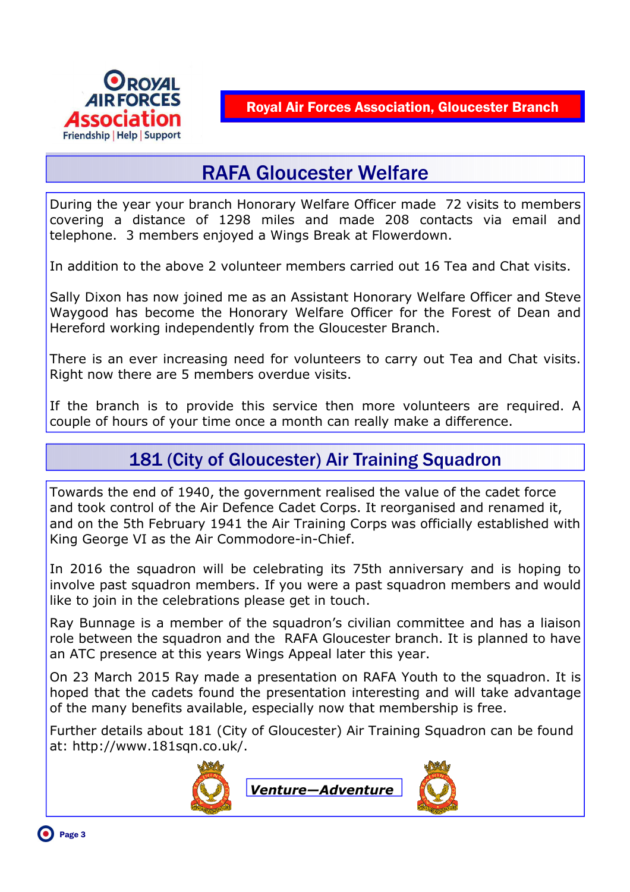**Royal Air Forces Association, Gloucester Branch**

## RAFA Gloucester Welfare

During the year your branch Honorary Welfare Officer made 72 visits to members covering a distance of 1298 miles and made 208 contacts via email and telephone. 3 members enjoyed a Wings Break at Flowerdown.

In addition to the above 2 volunteer members carried out 16 Tea and Chat visits.

Sally Dixon has now joined me as an Assistant Honorary Welfare Officer and Steve Waygood has become the Honorary Welfare Officer for the Forest of Dean and Hereford working independently from the Gloucester Branch.

There is an ever increasing need for volunteers to carry out Tea and Chat visits. Right now there are 5 members overdue visits.

If the branch is to provide this service then more volunteers are required. A couple of hours of your time once a month can really make a difference.

## 181 (City of Gloucester) Air Training Squadron

Towards the end of 1940, the government realised the value of the cadet force and took control of the Air Defence Cadet Corps. It reorganised and renamed it, and on the 5th February 1941 the Air Training Corps was officially established with King George VI as the Air Commodore-in-Chief.

In 2016 the squadron will be celebrating its 75th anniversary and is hoping to involve past squadron members. If you were a past squadron members and would like to join in the celebrations please get in touch.

Ray Bunnage is a member of the squadron's civilian committee and has a liaison role between the squadron and the RAFA Gloucester branch. It is planned to have an ATC presence at this years Wings Appeal later this year.

On 23 March 2015 Ray made a presentation on RAFA Youth to the squadron. It is hoped that the cadets found the presentation interesting and will take advantage of the many benefits available, especially now that membership is free.

Further details about 181 (City of Gloucester) Air Training Squadron can be found at: http://www.181sqn.co.uk/.

***Venture—Adventure***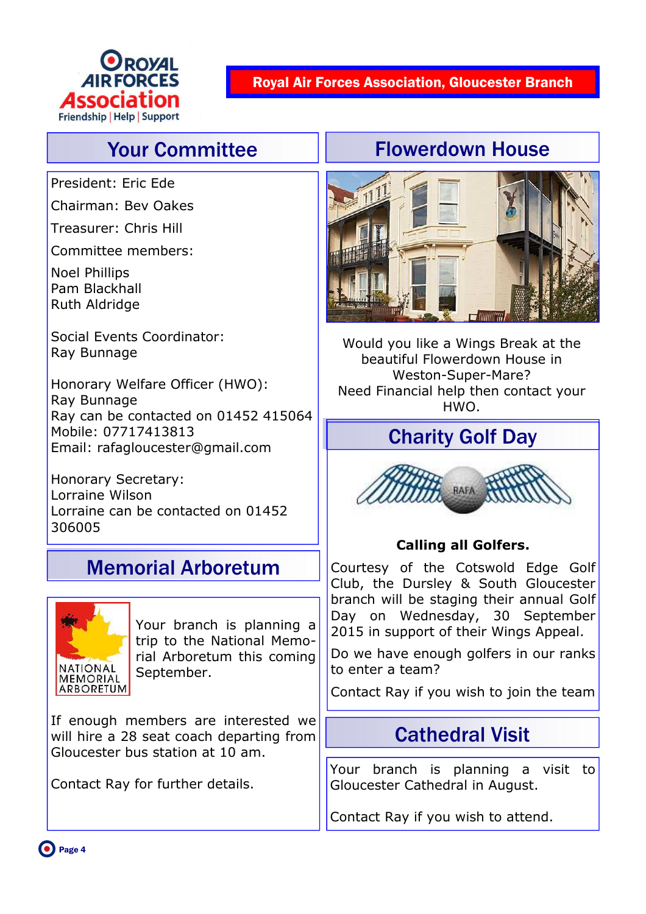Royal Air Forces Association, Gloucester Branch

## Your Committee

President: Eric Ede

Chairman: Bev Oakes

Treasurer: Chris Hill

Committee members:

Noel Phillips
Pam Blackhall
Ruth Aldridge

Social Events Coordinator:
Ray Bunnage

Honorary Welfare Officer (HWO):
Ray Bunnage
Ray can be contacted on 01452 415064
Mobile: 07717413813
Email: rafagloucester@gmail.com

Honorary Secretary:
Lorraine Wilson
Lorraine can be contacted on 01452 306005

## Memorial Arboretum

Your branch is planning a trip to the National Memorial Arboretum this coming September.

If enough members are interested we will hire a 28 seat coach departing from Gloucester bus station at 10 am.

Contact Ray for further details.

## Flowerdown House

Would you like a Wings Break at the beautiful Flowerdown House in Weston-Super-Mare?
Need Financial help then contact your HWO.

## Charity Golf Day

**Calling all Golfers.**

Courtesy of the Cotswold Edge Golf Club, the Dursley & South Gloucester branch will be staging their annual Golf Day on Wednesday, 30 September 2015 in support of their Wings Appeal.

Do we have enough golfers in our ranks to enter a team?

Contact Ray if you wish to join the team

## Cathedral Visit

Your branch is planning a visit to Gloucester Cathedral in August.

Contact Ray if you wish to attend.